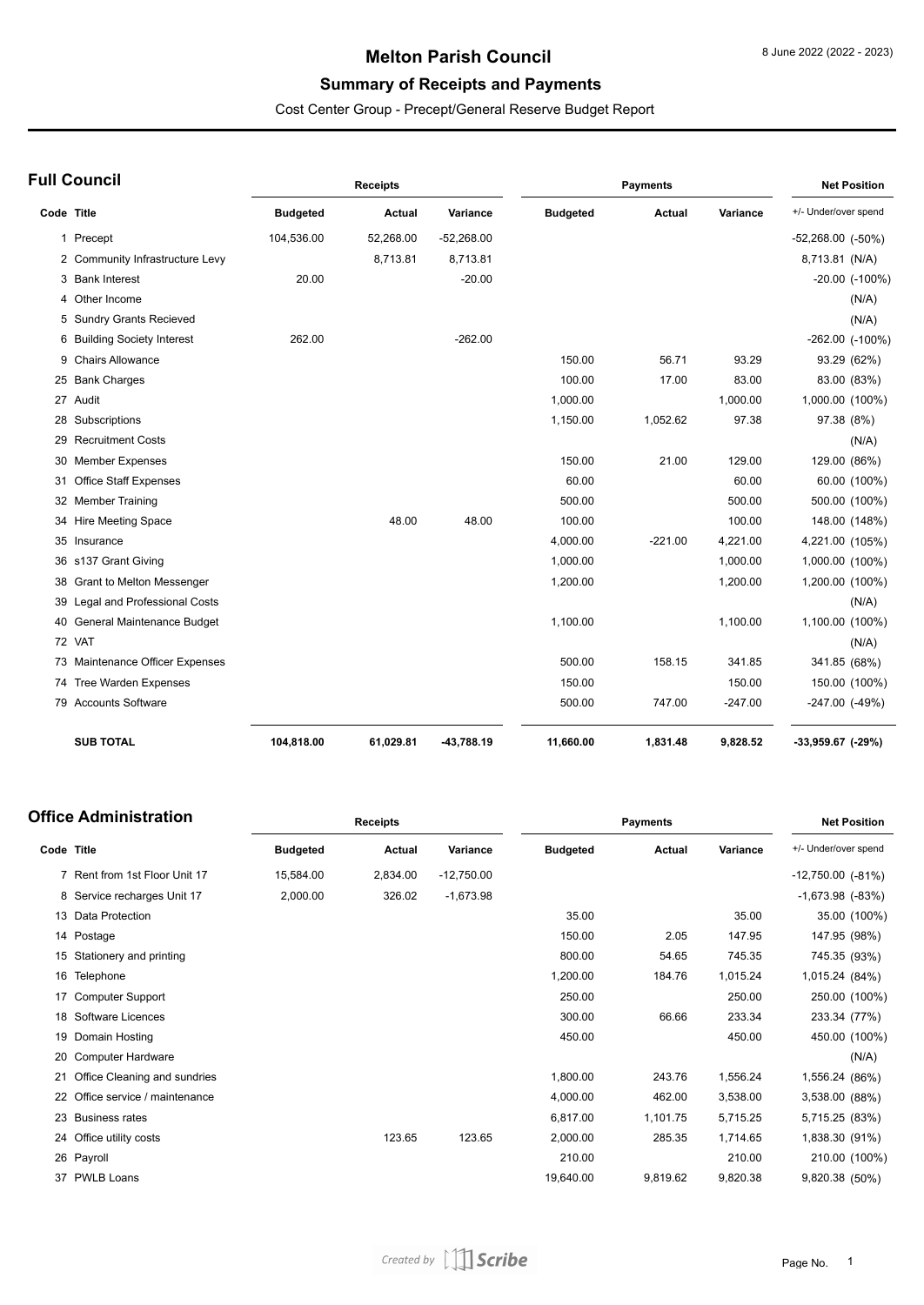# Melton Parish Council

## Summary of Receipts and Payments

Cost Center Group - Precept/General Reserve Budget Report

8 June 2022 (2022 - 2023)

### Full Council

| Code | Title | Receipts | | | Payments | | | Net Position |
|---|---|---|---|---|---|---|---|---|
| | | Budgeted | Actual | Variance | Budgeted | Actual | Variance | +/- Under/over spend |
| 1 | Precept | 104,536.00 | 52,268.00 | -52,268.00 | | | | -52,268.00 (-50%) |
| 2 | Community Infrastructure Levy | | 8,713.81 | 8,713.81 | | | | 8,713.81 (N/A) |
| 3 | Bank Interest | 20.00 | | -20.00 | | | | -20.00 (-100%) |
| 4 | Other Income | | | | | | | (N/A) |
| 5 | Sundry Grants Recieved | | | | | | | (N/A) |
| 6 | Building Society Interest | 262.00 | | -262.00 | | | | -262.00 (-100%) |
| 9 | Chairs Allowance | | | | 150.00 | 56.71 | 93.29 | 93.29 (62%) |
| 25 | Bank Charges | | | | 100.00 | 17.00 | 83.00 | 83.00 (83%) |
| 27 | Audit | | | | 1,000.00 | | 1,000.00 | 1,000.00 (100%) |
| 28 | Subscriptions | | | | 1,150.00 | 1,052.62 | 97.38 | 97.38 (8%) |
| 29 | Recruitment Costs | | | | | | | (N/A) |
| 30 | Member Expenses | | | | 150.00 | 21.00 | 129.00 | 129.00 (86%) |
| 31 | Office Staff Expenses | | | | 60.00 | | 60.00 | 60.00 (100%) |
| 32 | Member Training | | | | 500.00 | | 500.00 | 500.00 (100%) |
| 34 | Hire Meeting Space | | 48.00 | 48.00 | 100.00 | | 100.00 | 148.00 (148%) |
| 35 | Insurance | | | | 4,000.00 | -221.00 | 4,221.00 | 4,221.00 (105%) |
| 36 | s137 Grant Giving | | | | 1,000.00 | | 1,000.00 | 1,000.00 (100%) |
| 38 | Grant to Melton Messenger | | | | 1,200.00 | | 1,200.00 | 1,200.00 (100%) |
| 39 | Legal and Professional Costs | | | | | | | (N/A) |
| 40 | General Maintenance Budget | | | | 1,100.00 | | 1,100.00 | 1,100.00 (100%) |
| 72 | VAT | | | | | | | (N/A) |
| 73 | Maintenance Officer Expenses | | | | 500.00 | 158.15 | 341.85 | 341.85 (68%) |
| 74 | Tree Warden Expenses | | | | 150.00 | | 150.00 | 150.00 (100%) |
| 79 | Accounts Software | | | | 500.00 | 747.00 | -247.00 | -247.00 (-49%) |
| | **SUB TOTAL** | **104,818.00** | **61,029.81** | **-43,788.19** | **11,660.00** | **1,831.48** | **9,828.52** | **-33,959.67 (-29%)** |

### Office Administration

| Code | Title | Receipts | | | Payments | | | Net Position |
|---|---|---|---|---|---|---|---|---|
| | | Budgeted | Actual | Variance | Budgeted | Actual | Variance | +/- Under/over spend |
| 7 | Rent from 1st Floor Unit 17 | 15,584.00 | 2,834.00 | -12,750.00 | | | | -12,750.00 (-81%) |
| 8 | Service recharges Unit 17 | 2,000.00 | 326.02 | -1,673.98 | | | | -1,673.98 (-83%) |
| 13 | Data Protection | | | | 35.00 | | 35.00 | 35.00 (100%) |
| 14 | Postage | | | | 150.00 | 2.05 | 147.95 | 147.95 (98%) |
| 15 | Stationery and printing | | | | 800.00 | 54.65 | 745.35 | 745.35 (93%) |
| 16 | Telephone | | | | 1,200.00 | 184.76 | 1,015.24 | 1,015.24 (84%) |
| 17 | Computer Support | | | | 250.00 | | 250.00 | 250.00 (100%) |
| 18 | Software Licences | | | | 300.00 | 66.66 | 233.34 | 233.34 (77%) |
| 19 | Domain Hosting | | | | 450.00 | | 450.00 | 450.00 (100%) |
| 20 | Computer Hardware | | | | | | | (N/A) |
| 21 | Office Cleaning and sundries | | | | 1,800.00 | 243.76 | 1,556.24 | 1,556.24 (86%) |
| 22 | Office service / maintenance | | | | 4,000.00 | 462.00 | 3,538.00 | 3,538.00 (88%) |
| 23 | Business rates | | | | 6,817.00 | 1,101.75 | 5,715.25 | 5,715.25 (83%) |
| 24 | Office utility costs | | 123.65 | 123.65 | 2,000.00 | 285.35 | 1,714.65 | 1,838.30 (91%) |
| 26 | Payroll | | | | 210.00 | | 210.00 | 210.00 (100%) |
| 37 | PWLB Loans | | | | 19,640.00 | 9,819.62 | 9,820.38 | 9,820.38 (50%) |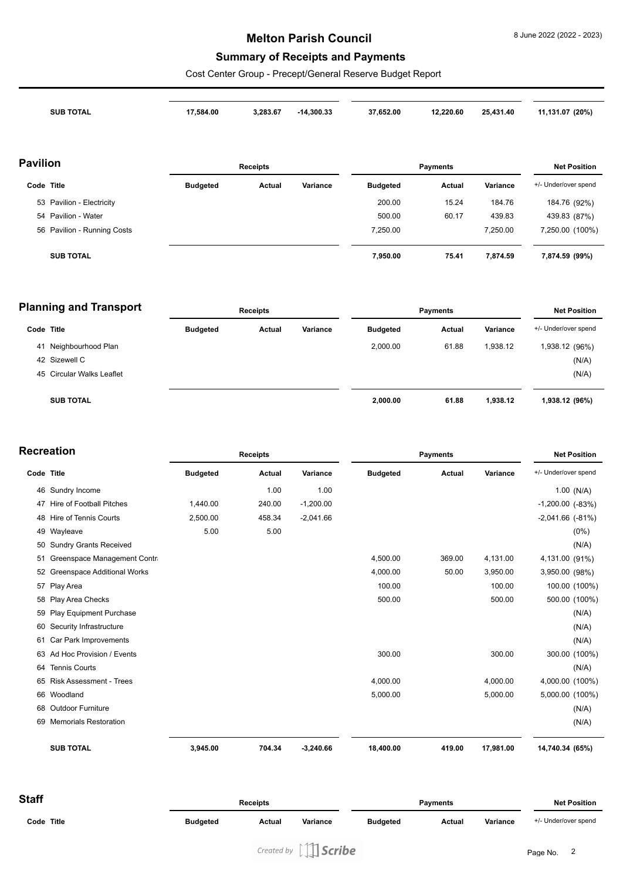| | Receipts | | | Payments | | | Net Position |
|---|---|---|---|---|---|---|---|
| **SUB TOTAL** | **17,584.00** | **3,283.67** | **-14,300.33** | **37,652.00** | **12,220.60** | **25,431.40** | **11,131.07 (20%)** |

## Pavilion

| | | Receipts | | | Payments | | | Net Position |
|---|---|---|---|---|---|---|---|---|
| **Code** | **Title** | **Budgeted** | **Actual** | **Variance** | **Budgeted** | **Actual** | **Variance** | +/- Under/over spend |
| 53 | Pavilion - Electricity | | | | 200.00 | 15.24 | 184.76 | 184.76 (92%) |
| 54 | Pavilion - Water | | | | 500.00 | 60.17 | 439.83 | 439.83 (87%) |
| 56 | Pavilion - Running Costs | | | | 7,250.00 | | 7,250.00 | 7,250.00 (100%) |
| | **SUB TOTAL** | | | | **7,950.00** | **75.41** | **7,874.59** | **7,874.59 (99%)** |

## Planning and Transport

| | | Receipts | | | Payments | | | Net Position |
|---|---|---|---|---|---|---|---|---|
| **Code** | **Title** | **Budgeted** | **Actual** | **Variance** | **Budgeted** | **Actual** | **Variance** | +/- Under/over spend |
| 41 | Neighbourhood Plan | | | | 2,000.00 | 61.88 | 1,938.12 | 1,938.12 (96%) |
| 42 | Sizewell C | | | | | | | (N/A) |
| 45 | Circular Walks Leaflet | | | | | | | (N/A) |
| | **SUB TOTAL** | | | | **2,000.00** | **61.88** | **1,938.12** | **1,938.12 (96%)** |

## Recreation

| | | Receipts | | | Payments | | | Net Position |
|---|---|---|---|---|---|---|---|---|
| **Code** | **Title** | **Budgeted** | **Actual** | **Variance** | **Budgeted** | **Actual** | **Variance** | +/- Under/over spend |
| 46 | Sundry Income | | 1.00 | 1.00 | | | | 1.00 (N/A) |
| 47 | Hire of Football Pitches | 1,440.00 | 240.00 | -1,200.00 | | | | -1,200.00 (-83%) |
| 48 | Hire of Tennis Courts | 2,500.00 | 458.34 | -2,041.66 | | | | -2,041.66 (-81%) |
| 49 | Wayleave | 5.00 | 5.00 | | | | | (0%) |
| 50 | Sundry Grants Received | | | | | | | (N/A) |
| 51 | Greenspace Management Contr | | | | 4,500.00 | 369.00 | 4,131.00 | 4,131.00 (91%) |
| 52 | Greenspace Additional Works | | | | 4,000.00 | 50.00 | 3,950.00 | 3,950.00 (98%) |
| 57 | Play Area | | | | 100.00 | | 100.00 | 100.00 (100%) |
| 58 | Play Area Checks | | | | 500.00 | | 500.00 | 500.00 (100%) |
| 59 | Play Equipment Purchase | | | | | | | (N/A) |
| 60 | Security Infrastructure | | | | | | | (N/A) |
| 61 | Car Park Improvements | | | | | | | (N/A) |
| 63 | Ad Hoc Provision / Events | | | | 300.00 | | 300.00 | 300.00 (100%) |
| 64 | Tennis Courts | | | | | | | (N/A) |
| 65 | Risk Assessment - Trees | | | | 4,000.00 | | 4,000.00 | 4,000.00 (100%) |
| 66 | Woodland | | | | 5,000.00 | | 5,000.00 | 5,000.00 (100%) |
| 68 | Outdoor Furniture | | | | | | | (N/A) |
| 69 | Memorials Restoration | | | | | | | (N/A) |
| | **SUB TOTAL** | **3,945.00** | **704.34** | **-3,240.66** | **18,400.00** | **419.00** | **17,981.00** | **14,740.34 (65%)** |

## Staff

| | | Receipts | | | Payments | | | Net Position |
|---|---|---|---|---|---|---|---|---|
| **Code** | **Title** | **Budgeted** | **Actual** | **Variance** | **Budgeted** | **Actual** | **Variance** | +/- Under/over spend |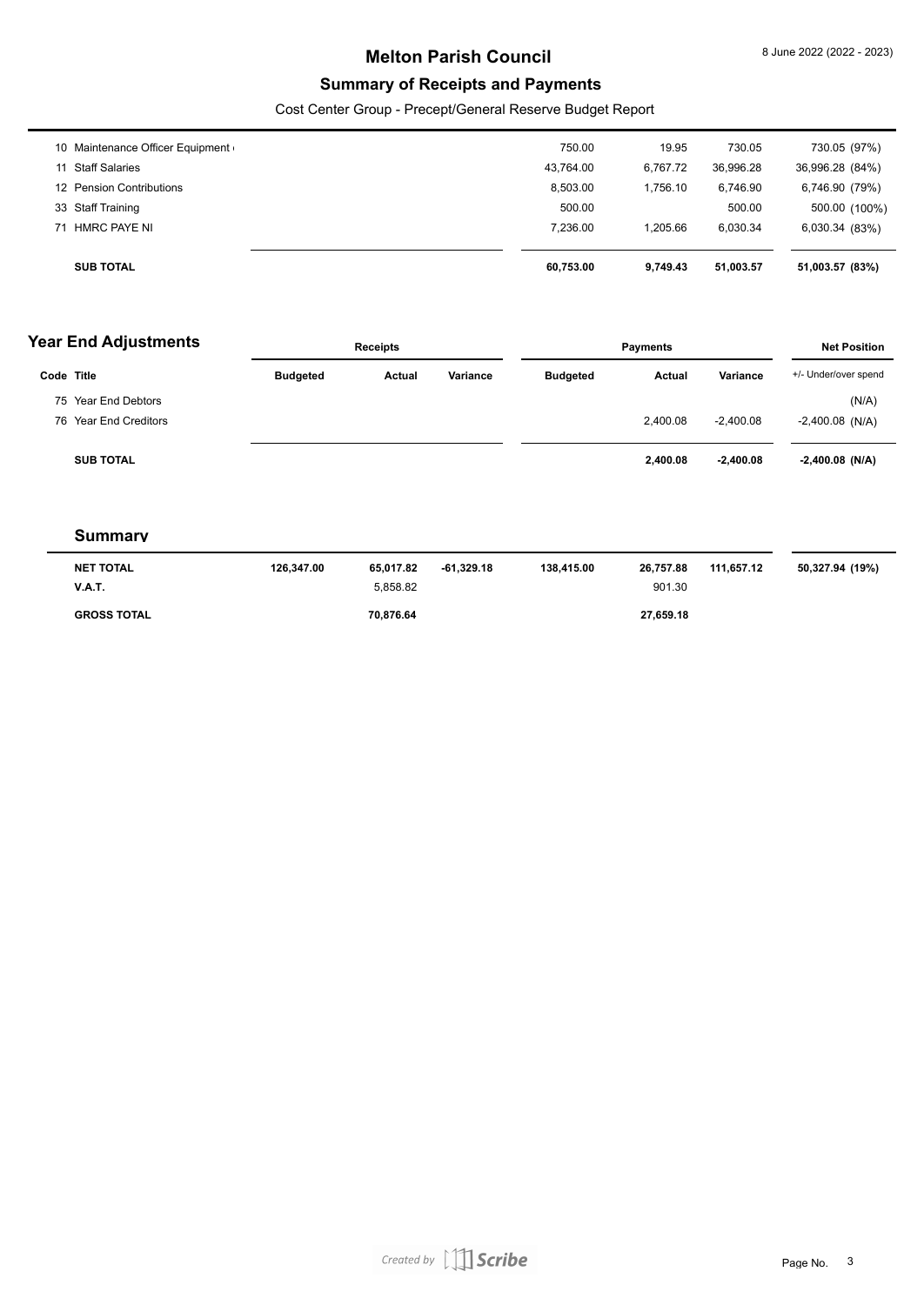## Melton Parish Council

### Summary of Receipts and Payments

Cost Center Group - Precept/General Reserve Budget Report

| Code | Title | Receipts Budgeted | Receipts Actual | Receipts Variance | Payments Budgeted | Payments Actual | Payments Variance | +/- Under/over spend |
|---|---|---|---|---|---|---|---|---|
| 10 | Maintenance Officer Equipment ( | | | | 750.00 | 19.95 | 730.05 | 730.05 (97%) |
| 11 | Staff Salaries | | | | 43,764.00 | 6,767.72 | 36,996.28 | 36,996.28 (84%) |
| 12 | Pension Contributions | | | | 8,503.00 | 1,756.10 | 6,746.90 | 6,746.90 (79%) |
| 33 | Staff Training | | | | 500.00 | | 500.00 | 500.00 (100%) |
| 71 | HMRC PAYE NI | | | | 7,236.00 | 1,205.66 | 6,030.34 | 6,030.34 (83%) |
| | **SUB TOTAL** | | | | **60,753.00** | **9,749.43** | **51,003.57** | **51,003.57 (83%)** |

## Year End Adjustments

| | | Receipts | | | Payments | | | Net Position |
|---|---|---|---|---|---|---|---|---|
| **Code** | **Title** | **Budgeted** | **Actual** | **Variance** | **Budgeted** | **Actual** | **Variance** | +/- Under/over spend |
| 75 | Year End Debtors | | | | | | | (N/A) |
| 76 | Year End Creditors | | | | | 2,400.08 | -2,400.08 | -2,400.08 (N/A) |
| | **SUB TOTAL** | | | | | **2,400.08** | **-2,400.08** | **-2,400.08 (N/A)** |

### Summary

| | Receipts Budgeted | Receipts Actual | Receipts Variance | Payments Budgeted | Payments Actual | Payments Variance | Net Position |
|---|---|---|---|---|---|---|---|
| **NET TOTAL** | **126,347.00** | **65,017.82** | **-61,329.18** | **138,415.00** | **26,757.88** | **111,657.12** | **50,327.94 (19%)** |
| **V.A.T.** | | 5,858.82 | | | 901.30 | | |
| **GROSS TOTAL** | | **70,876.64** | | | **27,659.18** | | |